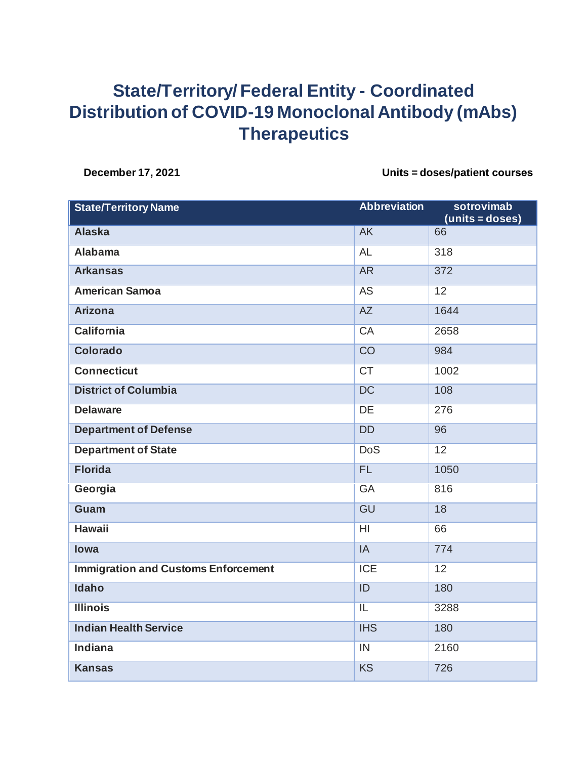# State/Territory/ Federal Entity - Coordinated Distribution of COVID-19 Monoclonal Antibody (mAbs) Therapeutics

**December 17, 2021** **Units = doses/patient courses**

| State/Territory Name | Abbreviation | sotrovimab (units = doses) |
|---|---|---|
| **Alaska** | AK | 66 |
| **Alabama** | AL | 318 |
| **Arkansas** | AR | 372 |
| **American Samoa** | AS | 12 |
| **Arizona** | AZ | 1644 |
| **California** | CA | 2658 |
| **Colorado** | CO | 984 |
| **Connecticut** | CT | 1002 |
| **District of Columbia** | DC | 108 |
| **Delaware** | DE | 276 |
| **Department of Defense** | DD | 96 |
| **Department of State** | DoS | 12 |
| **Florida** | FL | 1050 |
| **Georgia** | GA | 816 |
| **Guam** | GU | 18 |
| **Hawaii** | HI | 66 |
| **Iowa** | IA | 774 |
| **Immigration and Customs Enforcement** | ICE | 12 |
| **Idaho** | ID | 180 |
| **Illinois** | IL | 3288 |
| **Indian Health Service** | IHS | 180 |
| **Indiana** | IN | 2160 |
| **Kansas** | KS | 726 |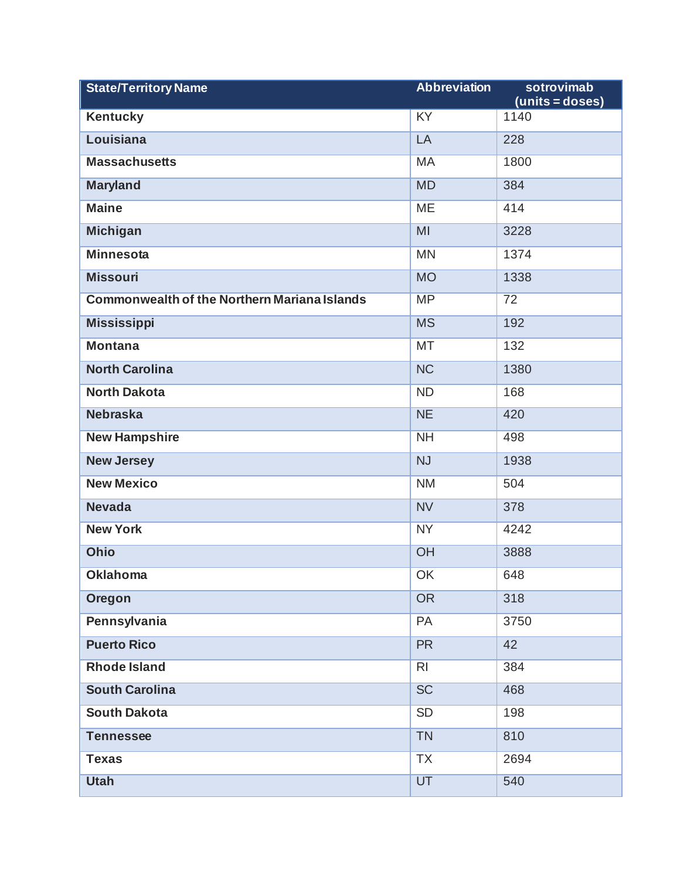| State/Territory Name | Abbreviation | sotrovimab (units = doses) |
| --- | --- | --- |
| Kentucky | KY | 1140 |
| Louisiana | LA | 228 |
| Massachusetts | MA | 1800 |
| Maryland | MD | 384 |
| Maine | ME | 414 |
| Michigan | MI | 3228 |
| Minnesota | MN | 1374 |
| Missouri | MO | 1338 |
| Commonwealth of the Northern Mariana Islands | MP | 72 |
| Mississippi | MS | 192 |
| Montana | MT | 132 |
| North Carolina | NC | 1380 |
| North Dakota | ND | 168 |
| Nebraska | NE | 420 |
| New Hampshire | NH | 498 |
| New Jersey | NJ | 1938 |
| New Mexico | NM | 504 |
| Nevada | NV | 378 |
| New York | NY | 4242 |
| Ohio | OH | 3888 |
| Oklahoma | OK | 648 |
| Oregon | OR | 318 |
| Pennsylvania | PA | 3750 |
| Puerto Rico | PR | 42 |
| Rhode Island | RI | 384 |
| South Carolina | SC | 468 |
| South Dakota | SD | 198 |
| Tennessee | TN | 810 |
| Texas | TX | 2694 |
| Utah | UT | 540 |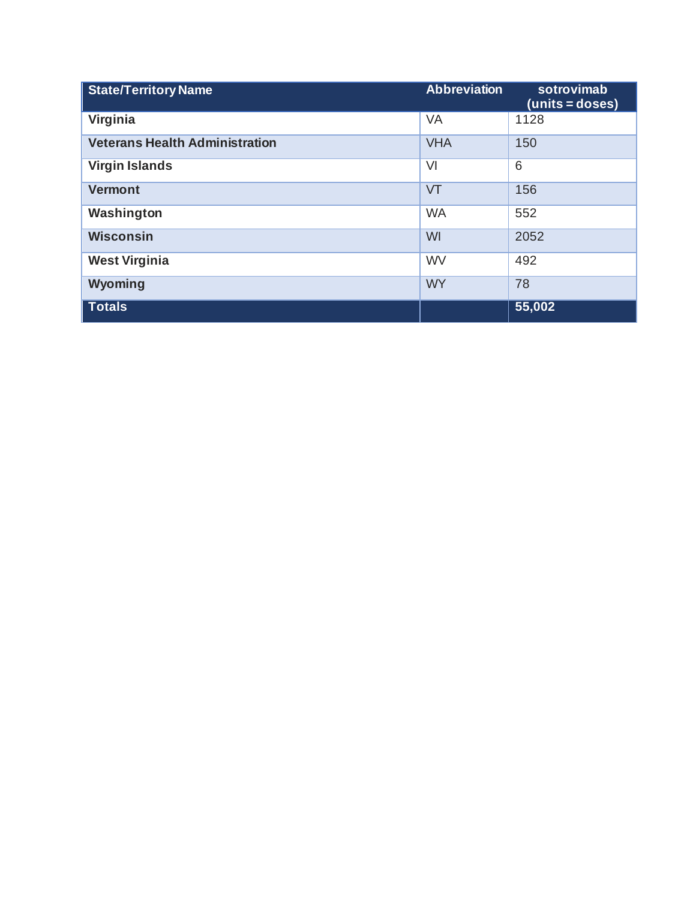| State/Territory Name | Abbreviation | sotrovimab (units = doses) |
|---|---|---|
| **Virginia** | VA | 1128 |
| **Veterans Health Administration** | VHA | 150 |
| **Virgin Islands** | VI | 6 |
| **Vermont** | VT | 156 |
| **Washington** | WA | 552 |
| **Wisconsin** | WI | 2052 |
| **West Virginia** | WV | 492 |
| **Wyoming** | WY | 78 |
| **Totals** | | **55,002** |